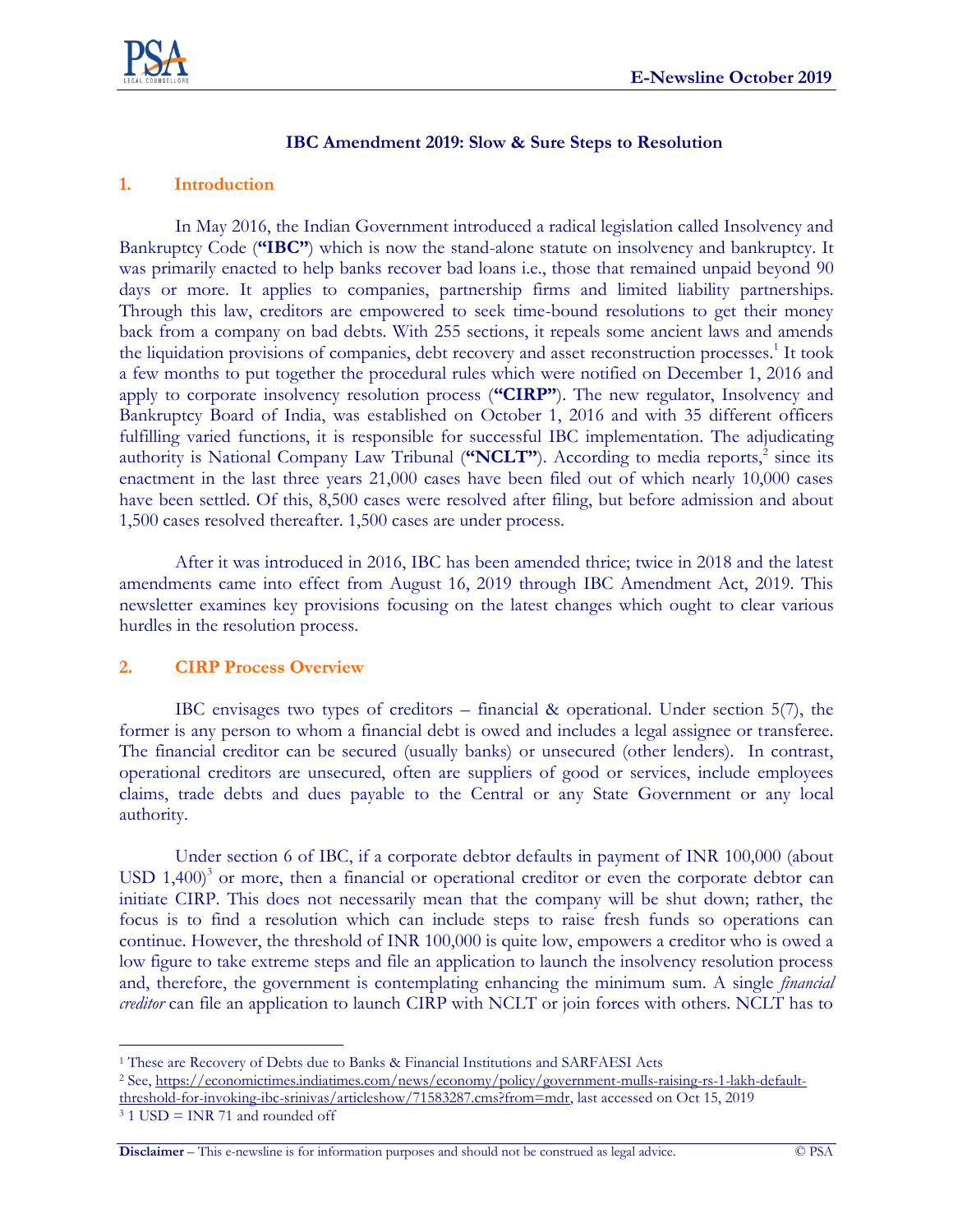## IBC Amendment 2019: Slow & Sure Steps to Resolution

### 1. Introduction

In May 2016, the Indian Government introduced a radical legislation called Insolvency and Bankruptcy Code (**"IBC"**) which is now the stand-alone statute on insolvency and bankruptcy. It was primarily enacted to help banks recover bad loans i.e., those that remained unpaid beyond 90 days or more. It applies to companies, partnership firms and limited liability partnerships. Through this law, creditors are empowered to seek time-bound resolutions to get their money back from a company on bad debts. With 255 sections, it repeals some ancient laws and amends the liquidation provisions of companies, debt recovery and asset reconstruction processes.[1] It took a few months to put together the procedural rules which were notified on December 1, 2016 and apply to corporate insolvency resolution process (**"CIRP"**). The new regulator, Insolvency and Bankruptcy Board of India, was established on October 1, 2016 and with 35 different officers fulfilling varied functions, it is responsible for successful IBC implementation. The adjudicating authority is National Company Law Tribunal (**"NCLT"**). According to media reports,[2] since its enactment in the last three years 21,000 cases have been filed out of which nearly 10,000 cases have been settled. Of this, 8,500 cases were resolved after filing, but before admission and about 1,500 cases resolved thereafter. 1,500 cases are under process.

After it was introduced in 2016, IBC has been amended thrice; twice in 2018 and the latest amendments came into effect from August 16, 2019 through IBC Amendment Act, 2019. This newsletter examines key provisions focusing on the latest changes which ought to clear various hurdles in the resolution process.

### 2. CIRP Process Overview

IBC envisages two types of creditors – financial & operational. Under section 5(7), the former is any person to whom a financial debt is owed and includes a legal assignee or transferee. The financial creditor can be secured (usually banks) or unsecured (other lenders). In contrast, operational creditors are unsecured, often are suppliers of good or services, include employees claims, trade debts and dues payable to the Central or any State Government or any local authority.

Under section 6 of IBC, if a corporate debtor defaults in payment of INR 100,000 (about USD 1,400)[3] or more, then a financial or operational creditor or even the corporate debtor can initiate CIRP. This does not necessarily mean that the company will be shut down; rather, the focus is to find a resolution which can include steps to raise fresh funds so operations can continue. However, the threshold of INR 100,000 is quite low, empowers a creditor who is owed a low figure to take extreme steps and file an application to launch the insolvency resolution process and, therefore, the government is contemplating enhancing the minimum sum. A single *financial creditor* can file an application to launch CIRP with NCLT or join forces with others. NCLT has to

---

[1] These are Recovery of Debts due to Banks & Financial Institutions and SARFAESI Acts

[2] See, https://economictimes.indiatimes.com/news/economy/policy/government-mulls-raising-rs-1-lakh-default-threshold-for-invoking-ibc-srinivas/articleshow/71583287.cms?from=mdr, last accessed on Oct 15, 2019

[3] 1 USD = INR 71 and rounded off

**Disclaimer** – This e-newsline is for information purposes and should not be construed as legal advice. © PSA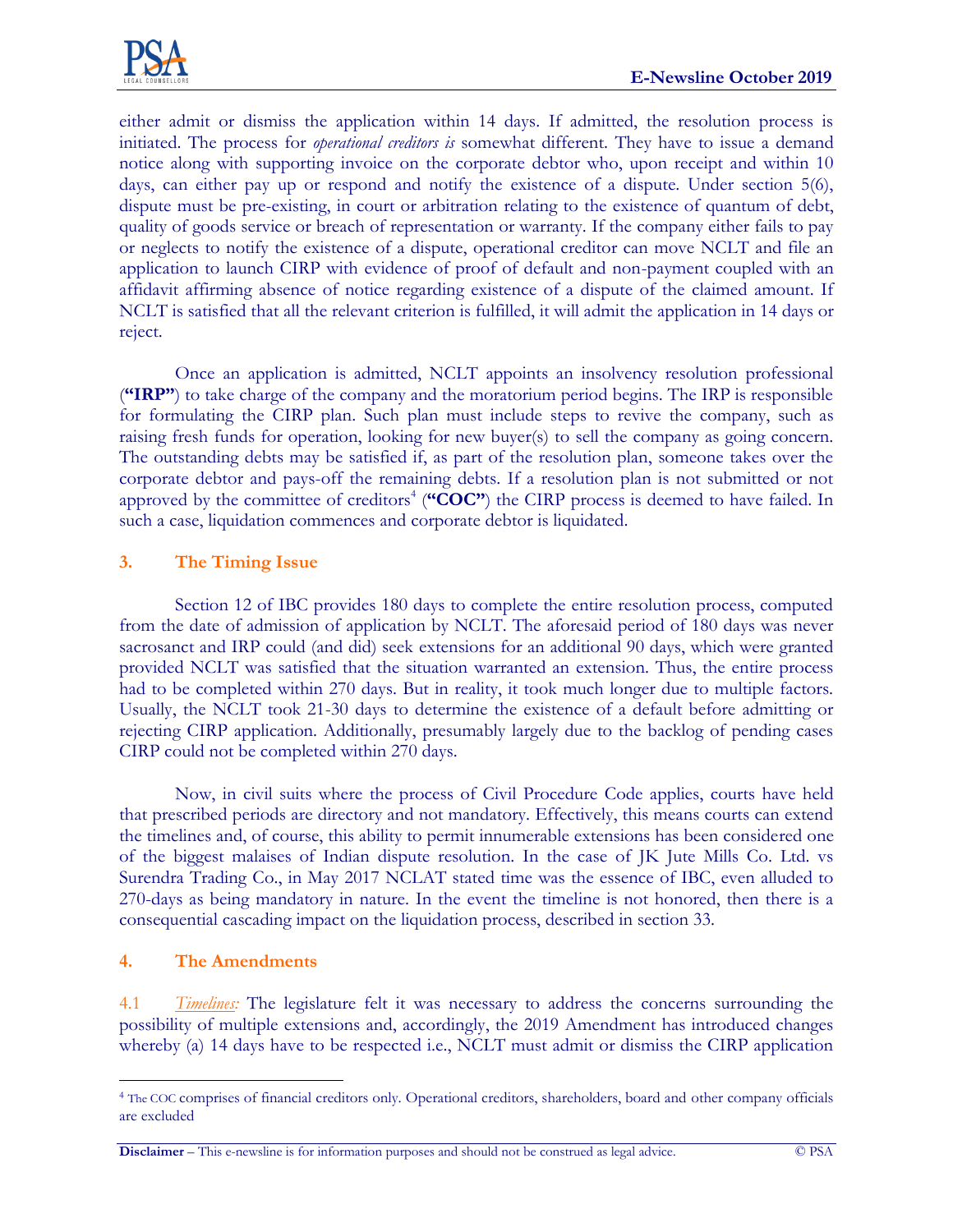either admit or dismiss the application within 14 days. If admitted, the resolution process is initiated. The process for *operational creditors is* somewhat different. They have to issue a demand notice along with supporting invoice on the corporate debtor who, upon receipt and within 10 days, can either pay up or respond and notify the existence of a dispute. Under section 5(6), dispute must be pre-existing, in court or arbitration relating to the existence of quantum of debt, quality of goods service or breach of representation or warranty. If the company either fails to pay or neglects to notify the existence of a dispute, operational creditor can move NCLT and file an application to launch CIRP with evidence of proof of default and non-payment coupled with an affidavit affirming absence of notice regarding existence of a dispute of the claimed amount. If NCLT is satisfied that all the relevant criterion is fulfilled, it will admit the application in 14 days or reject.

Once an application is admitted, NCLT appoints an insolvency resolution professional (**"IRP"**) to take charge of the company and the moratorium period begins. The IRP is responsible for formulating the CIRP plan. Such plan must include steps to revive the company, such as raising fresh funds for operation, looking for new buyer(s) to sell the company as going concern. The outstanding debts may be satisfied if, as part of the resolution plan, someone takes over the corporate debtor and pays-off the remaining debts. If a resolution plan is not submitted or not approved by the committee of creditors[4] (**"COC"**) the CIRP process is deemed to have failed. In such a case, liquidation commences and corporate debtor is liquidated.

## 3. The Timing Issue

Section 12 of IBC provides 180 days to complete the entire resolution process, computed from the date of admission of application by NCLT. The aforesaid period of 180 days was never sacrosanct and IRP could (and did) seek extensions for an additional 90 days, which were granted provided NCLT was satisfied that the situation warranted an extension. Thus, the entire process had to be completed within 270 days. But in reality, it took much longer due to multiple factors. Usually, the NCLT took 21-30 days to determine the existence of a default before admitting or rejecting CIRP application. Additionally, presumably largely due to the backlog of pending cases CIRP could not be completed within 270 days.

Now, in civil suits where the process of Civil Procedure Code applies, courts have held that prescribed periods are directory and not mandatory. Effectively, this means courts can extend the timelines and, of course, this ability to permit innumerable extensions has been considered one of the biggest malaises of Indian dispute resolution. In the case of JK Jute Mills Co. Ltd. vs Surendra Trading Co., in May 2017 NCLAT stated time was the essence of IBC, even alluded to 270-days as being mandatory in nature. In the event the timeline is not honored, then there is a consequential cascading impact on the liquidation process, described in section 33.

## 4. The Amendments

4.1 *Timelines:* The legislature felt it was necessary to address the concerns surrounding the possibility of multiple extensions and, accordingly, the 2019 Amendment has introduced changes whereby (a) 14 days have to be respected i.e., NCLT must admit or dismiss the CIRP application

---

[4] The COC comprises of financial creditors only. Operational creditors, shareholders, board and other company officials are excluded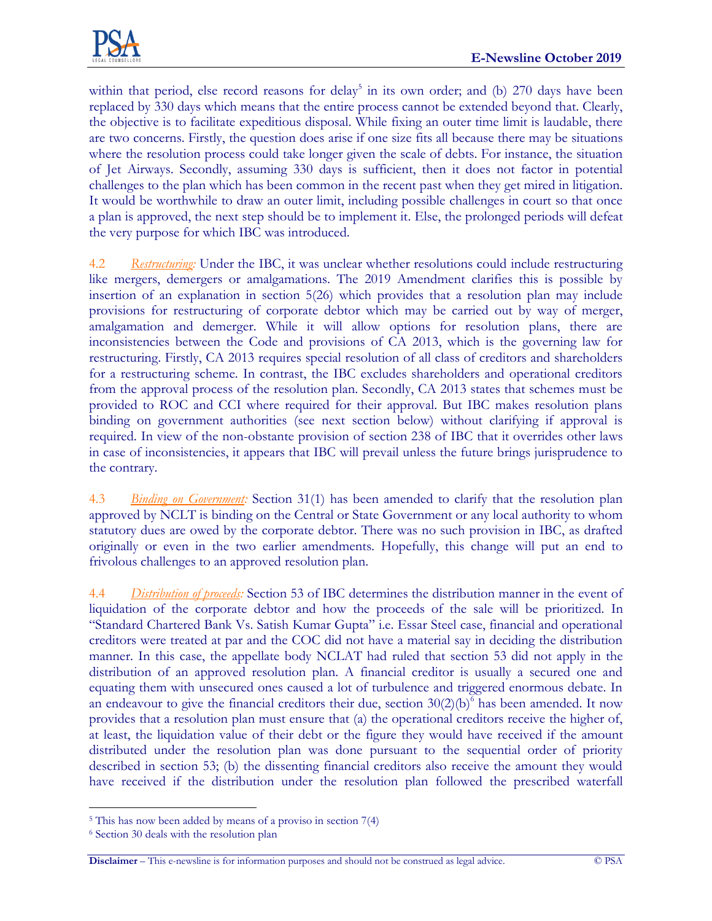within that period, else record reasons for delay[5] in its own order; and (b) 270 days have been replaced by 330 days which means that the entire process cannot be extended beyond that. Clearly, the objective is to facilitate expeditious disposal. While fixing an outer time limit is laudable, there are two concerns. Firstly, the question does arise if one size fits all because there may be situations where the resolution process could take longer given the scale of debts. For instance, the situation of Jet Airways. Secondly, assuming 330 days is sufficient, then it does not factor in potential challenges to the plan which has been common in the recent past when they get mired in litigation. It would be worthwhile to draw an outer limit, including possible challenges in court so that once a plan is approved, the next step should be to implement it. Else, the prolonged periods will defeat the very purpose for which IBC was introduced.

4.2 *Restructuring:* Under the IBC, it was unclear whether resolutions could include restructuring like mergers, demergers or amalgamations. The 2019 Amendment clarifies this is possible by insertion of an explanation in section 5(26) which provides that a resolution plan may include provisions for restructuring of corporate debtor which may be carried out by way of merger, amalgamation and demerger. While it will allow options for resolution plans, there are inconsistencies between the Code and provisions of CA 2013, which is the governing law for restructuring. Firstly, CA 2013 requires special resolution of all class of creditors and shareholders for a restructuring scheme. In contrast, the IBC excludes shareholders and operational creditors from the approval process of the resolution plan. Secondly, CA 2013 states that schemes must be provided to ROC and CCI where required for their approval. But IBC makes resolution plans binding on government authorities (see next section below) without clarifying if approval is required. In view of the non-obstante provision of section 238 of IBC that it overrides other laws in case of inconsistencies, it appears that IBC will prevail unless the future brings jurisprudence to the contrary.

4.3 *Binding on Government:* Section 31(1) has been amended to clarify that the resolution plan approved by NCLT is binding on the Central or State Government or any local authority to whom statutory dues are owed by the corporate debtor. There was no such provision in IBC, as drafted originally or even in the two earlier amendments. Hopefully, this change will put an end to frivolous challenges to an approved resolution plan.

4.4 *Distribution of proceeds:* Section 53 of IBC determines the distribution manner in the event of liquidation of the corporate debtor and how the proceeds of the sale will be prioritized. In "Standard Chartered Bank Vs. Satish Kumar Gupta" i.e. Essar Steel case, financial and operational creditors were treated at par and the COC did not have a material say in deciding the distribution manner. In this case, the appellate body NCLAT had ruled that section 53 did not apply in the distribution of an approved resolution plan. A financial creditor is usually a secured one and equating them with unsecured ones caused a lot of turbulence and triggered enormous debate. In an endeavour to give the financial creditors their due, section 30(2)(b)[6] has been amended. It now provides that a resolution plan must ensure that (a) the operational creditors receive the higher of, at least, the liquidation value of their debt or the figure they would have received if the amount distributed under the resolution plan was done pursuant to the sequential order of priority described in section 53; (b) the dissenting financial creditors also receive the amount they would have received if the distribution under the resolution plan followed the prescribed waterfall

[5] This has now been added by means of a proviso in section 7(4)

[6] Section 30 deals with the resolution plan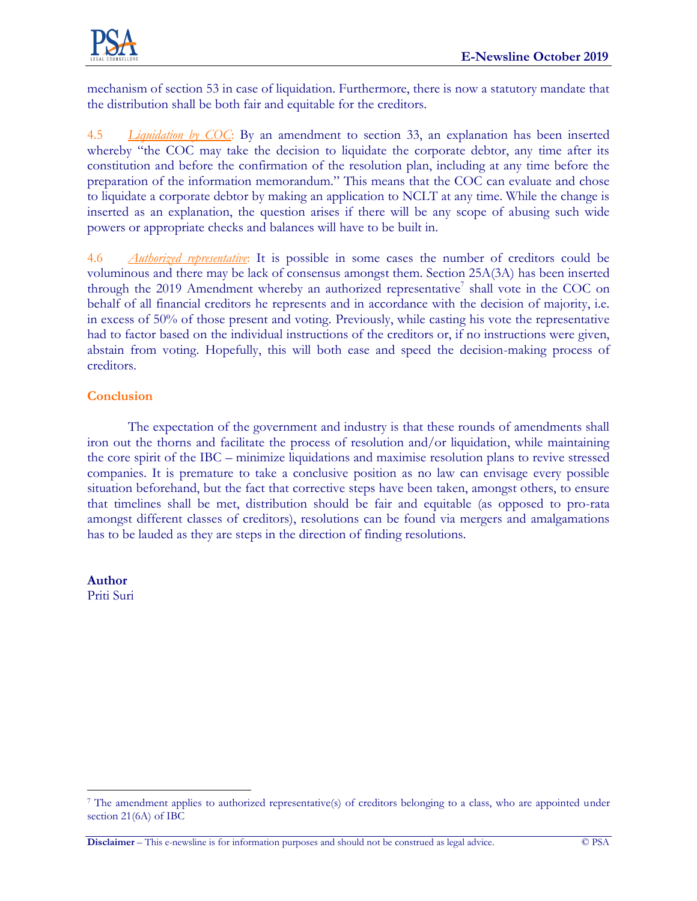mechanism of section 53 in case of liquidation. Furthermore, there is now a statutory mandate that the distribution shall be both fair and equitable for the creditors.

4.5 *Liquidation by COC*: By an amendment to section 33, an explanation has been inserted whereby "the COC may take the decision to liquidate the corporate debtor, any time after its constitution and before the confirmation of the resolution plan, including at any time before the preparation of the information memorandum." This means that the COC can evaluate and chose to liquidate a corporate debtor by making an application to NCLT at any time. While the change is inserted as an explanation, the question arises if there will be any scope of abusing such wide powers or appropriate checks and balances will have to be built in.

4.6 *Authorized representative*: It is possible in some cases the number of creditors could be voluminous and there may be lack of consensus amongst them. Section 25A(3A) has been inserted through the 2019 Amendment whereby an authorized representative[7] shall vote in the COC on behalf of all financial creditors he represents and in accordance with the decision of majority, i.e. in excess of 50% of those present and voting. Previously, while casting his vote the representative had to factor based on the individual instructions of the creditors or, if no instructions were given, abstain from voting. Hopefully, this will both ease and speed the decision-making process of creditors.

## Conclusion

The expectation of the government and industry is that these rounds of amendments shall iron out the thorns and facilitate the process of resolution and/or liquidation, while maintaining the core spirit of the IBC – minimize liquidations and maximise resolution plans to revive stressed companies. It is premature to take a conclusive position as no law can envisage every possible situation beforehand, but the fact that corrective steps have been taken, amongst others, to ensure that timelines shall be met, distribution should be fair and equitable (as opposed to pro-rata amongst different classes of creditors), resolutions can be found via mergers and amalgamations has to be lauded as they are steps in the direction of finding resolutions.

**Author**
Priti Suri

[7] The amendment applies to authorized representative(s) of creditors belonging to a class, who are appointed under section 21(6A) of IBC

**Disclaimer** – This e-newsline is for information purposes and should not be construed as legal advice. © PSA